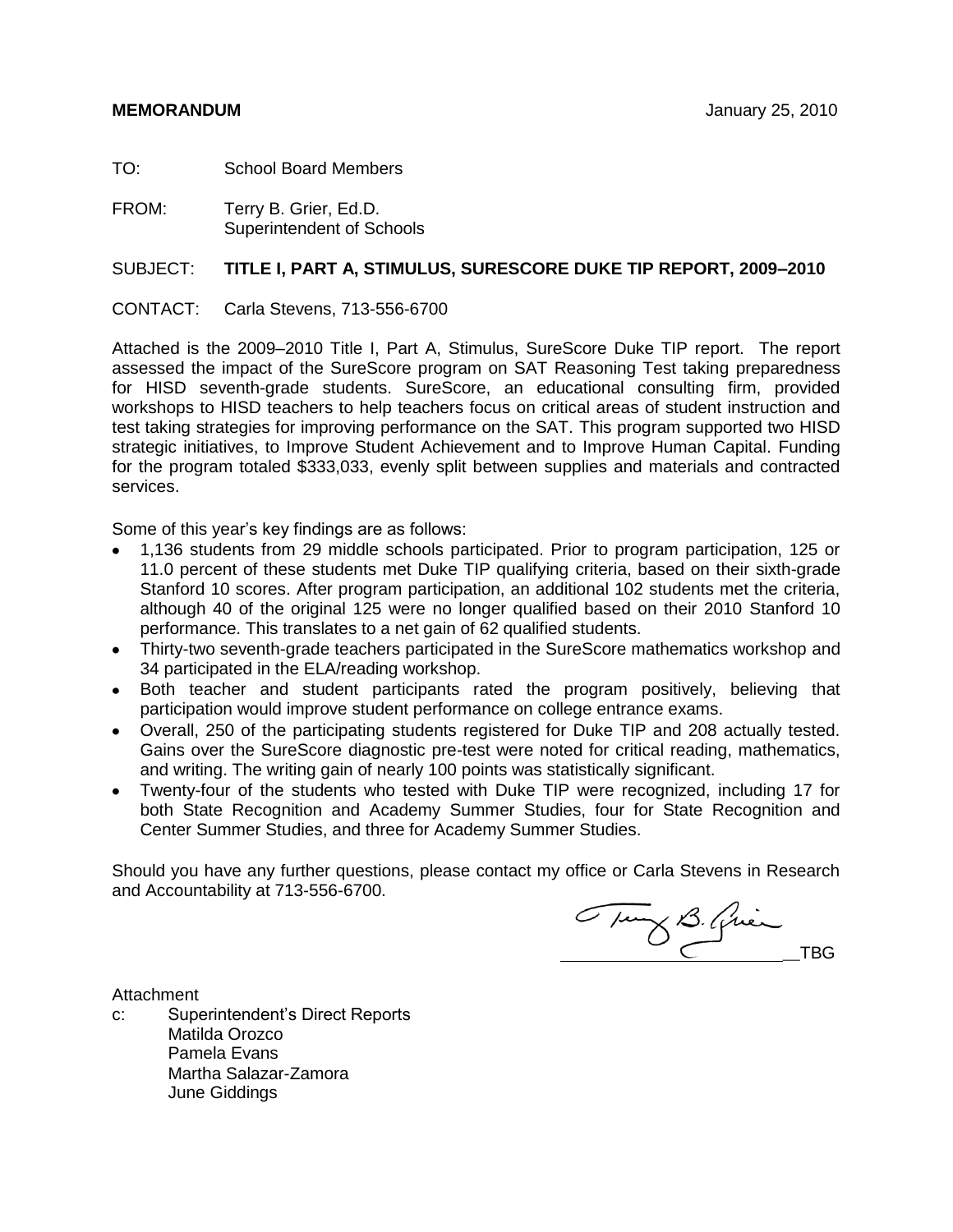**MEMORANDUM** January 25, 2010

TO: School Board Members

FROM: Terry B. Grier, Ed.D.
Superintendent of Schools

SUBJECT: **TITLE I, PART A, STIMULUS, SURESCORE DUKE TIP REPORT, 2009–2010**

CONTACT: Carla Stevens, 713-556-6700

Attached is the 2009–2010 Title I, Part A, Stimulus, SureScore Duke TIP report. The report assessed the impact of the SureScore program on SAT Reasoning Test taking preparedness for HISD seventh-grade students. SureScore, an educational consulting firm, provided workshops to HISD teachers to help teachers focus on critical areas of student instruction and test taking strategies for improving performance on the SAT. This program supported two HISD strategic initiatives, to Improve Student Achievement and to Improve Human Capital. Funding for the program totaled $333,033, evenly split between supplies and materials and contracted services.

Some of this year's key findings are as follows:

- 1,136 students from 29 middle schools participated. Prior to program participation, 125 or 11.0 percent of these students met Duke TIP qualifying criteria, based on their sixth-grade Stanford 10 scores. After program participation, an additional 102 students met the criteria, although 40 of the original 125 were no longer qualified based on their 2010 Stanford 10 performance. This translates to a net gain of 62 qualified students.
- Thirty-two seventh-grade teachers participated in the SureScore mathematics workshop and 34 participated in the ELA/reading workshop.
- Both teacher and student participants rated the program positively, believing that participation would improve student performance on college entrance exams.
- Overall, 250 of the participating students registered for Duke TIP and 208 actually tested. Gains over the SureScore diagnostic pre-test were noted for critical reading, mathematics, and writing. The writing gain of nearly 100 points was statistically significant.
- Twenty-four of the students who tested with Duke TIP were recognized, including 17 for both State Recognition and Academy Summer Studies, four for State Recognition and Center Summer Studies, and three for Academy Summer Studies.

Should you have any further questions, please contact my office or Carla Stevens in Research and Accountability at 713-556-6700.

TBG

Attachment

c: Superintendent's Direct Reports
Matilda Orozco
Pamela Evans
Martha Salazar-Zamora
June Giddings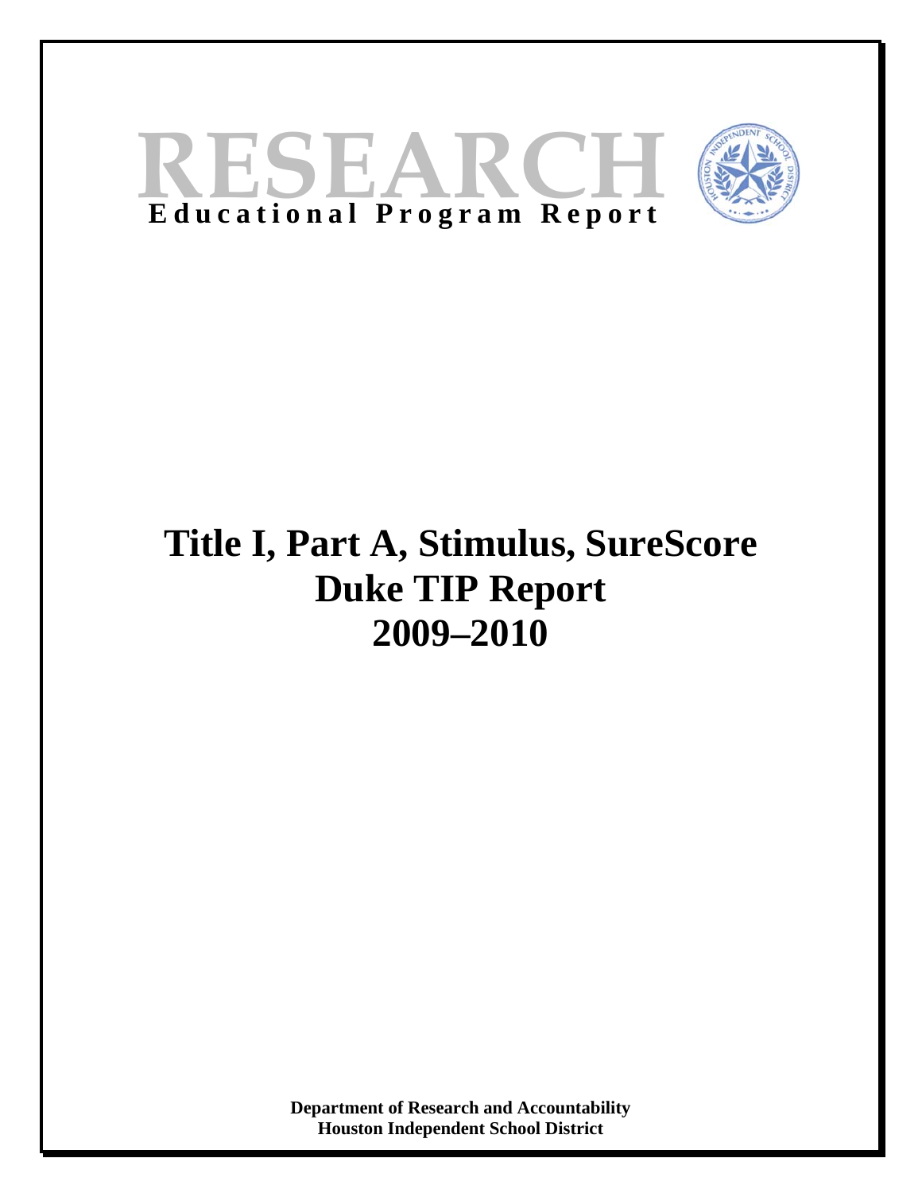# RESEARCH

**Educational Program Report**

# Title I, Part A, Stimulus, SureScore Duke TIP Report 2009–2010

**Department of Research and Accountability**
**Houston Independent School District**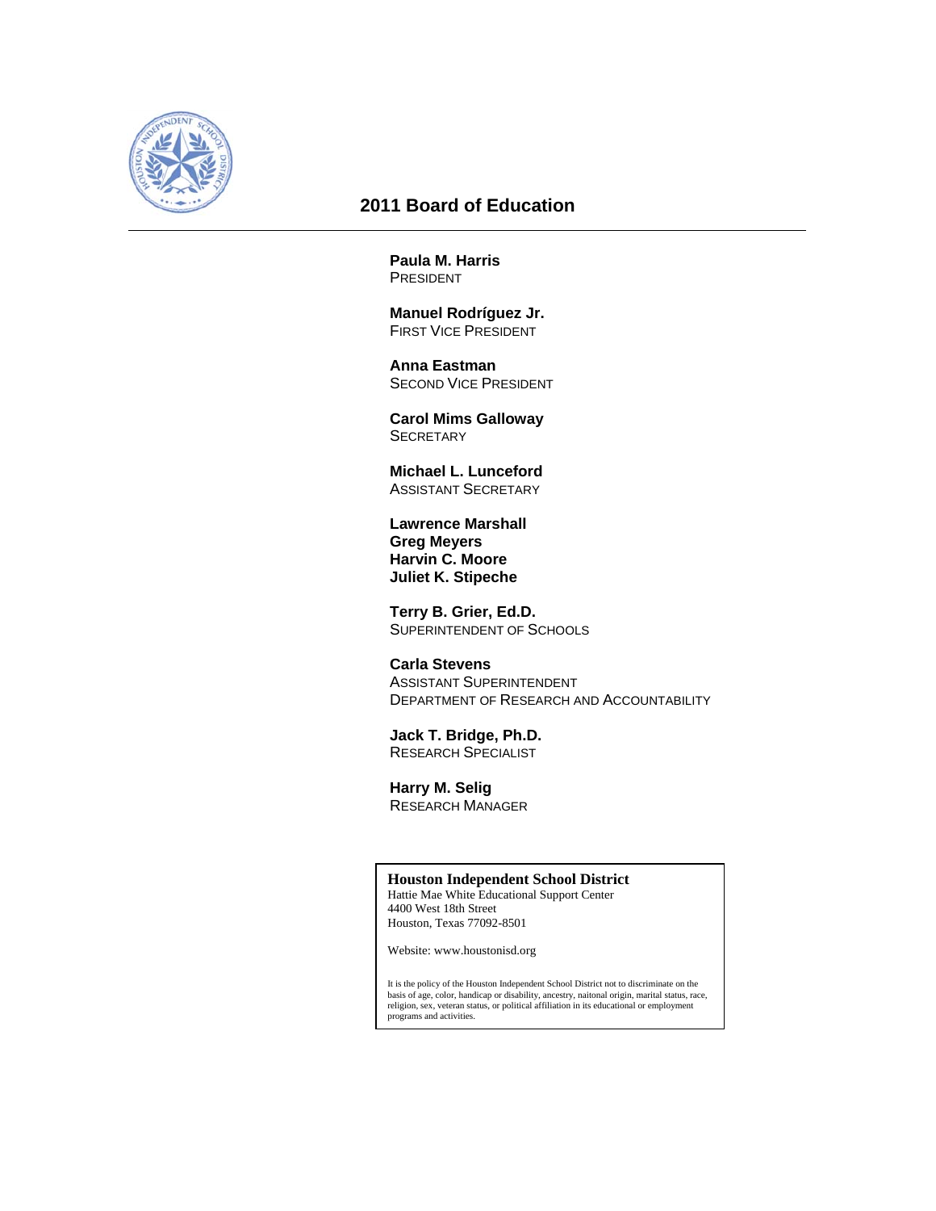# 2011 Board of Education

**Paula M. Harris**
PRESIDENT

**Manuel Rodríguez Jr.**
FIRST VICE PRESIDENT

**Anna Eastman**
SECOND VICE PRESIDENT

**Carol Mims Galloway**
SECRETARY

**Michael L. Lunceford**
ASSISTANT SECRETARY

**Lawrence Marshall**
**Greg Meyers**
**Harvin C. Moore**
**Juliet K. Stipeche**

**Terry B. Grier, Ed.D.**
SUPERINTENDENT OF SCHOOLS

**Carla Stevens**
ASSISTANT SUPERINTENDENT
DEPARTMENT OF RESEARCH AND ACCOUNTABILITY

**Jack T. Bridge, Ph.D.**
RESEARCH SPECIALIST

**Harry M. Selig**
RESEARCH MANAGER

**Houston Independent School District**
Hattie Mae White Educational Support Center
4400 West 18th Street
Houston, Texas 77092-8501

Website: www.houstonisd.org

It is the policy of the Houston Independent School District not to discriminate on the basis of age, color, handicap or disability, ancestry, naitonal origin, marital status, race, religion, sex, veteran status, or political affiliation in its educational or employment programs and activities.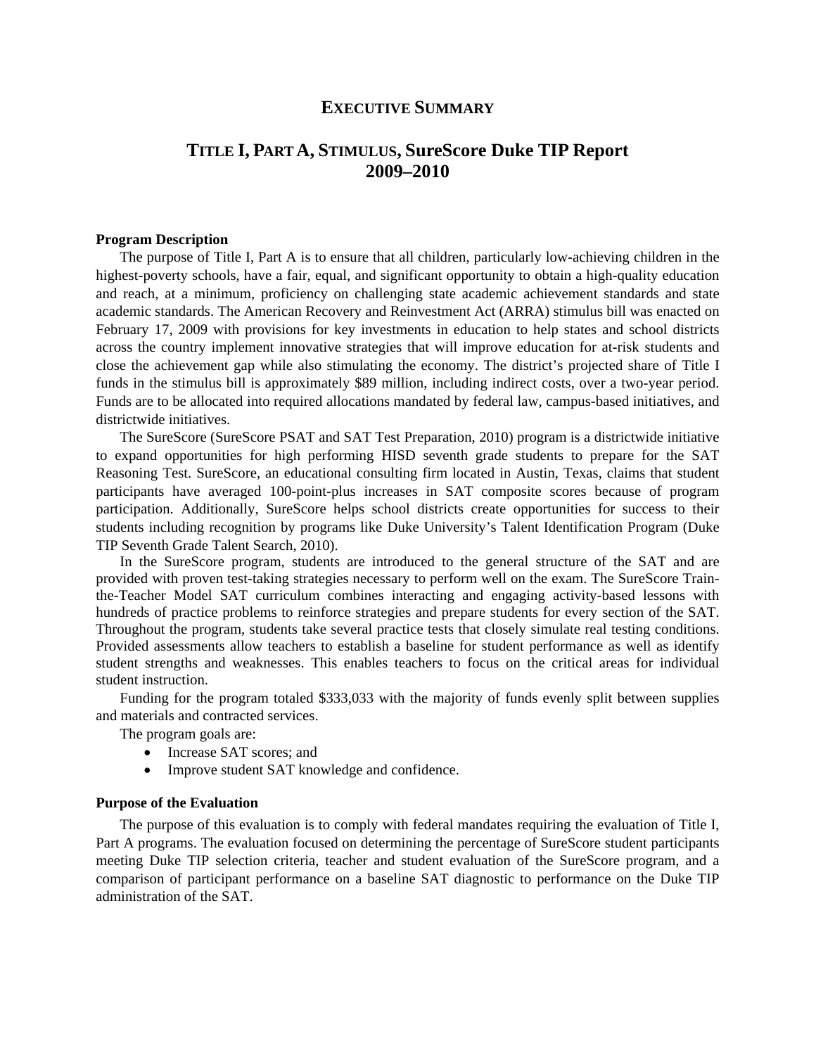# EXECUTIVE SUMMARY

## TITLE I, PART A, STIMULUS, SureScore Duke TIP Report 2009–2010

**Program Description**

The purpose of Title I, Part A is to ensure that all children, particularly low-achieving children in the highest-poverty schools, have a fair, equal, and significant opportunity to obtain a high-quality education and reach, at a minimum, proficiency on challenging state academic achievement standards and state academic standards. The American Recovery and Reinvestment Act (ARRA) stimulus bill was enacted on February 17, 2009 with provisions for key investments in education to help states and school districts across the country implement innovative strategies that will improve education for at-risk students and close the achievement gap while also stimulating the economy. The district's projected share of Title I funds in the stimulus bill is approximately $89 million, including indirect costs, over a two-year period. Funds are to be allocated into required allocations mandated by federal law, campus-based initiatives, and districtwide initiatives.

The SureScore (SureScore PSAT and SAT Test Preparation, 2010) program is a districtwide initiative to expand opportunities for high performing HISD seventh grade students to prepare for the SAT Reasoning Test. SureScore, an educational consulting firm located in Austin, Texas, claims that student participants have averaged 100-point-plus increases in SAT composite scores because of program participation. Additionally, SureScore helps school districts create opportunities for success to their students including recognition by programs like Duke University's Talent Identification Program (Duke TIP Seventh Grade Talent Search, 2010).

In the SureScore program, students are introduced to the general structure of the SAT and are provided with proven test-taking strategies necessary to perform well on the exam. The SureScore Train-the-Teacher Model SAT curriculum combines interacting and engaging activity-based lessons with hundreds of practice problems to reinforce strategies and prepare students for every section of the SAT. Throughout the program, students take several practice tests that closely simulate real testing conditions. Provided assessments allow teachers to establish a baseline for student performance as well as identify student strengths and weaknesses. This enables teachers to focus on the critical areas for individual student instruction.

Funding for the program totaled $333,033 with the majority of funds evenly split between supplies and materials and contracted services.

The program goals are:

- Increase SAT scores; and
- Improve student SAT knowledge and confidence.

**Purpose of the Evaluation**

The purpose of this evaluation is to comply with federal mandates requiring the evaluation of Title I, Part A programs. The evaluation focused on determining the percentage of SureScore student participants meeting Duke TIP selection criteria, teacher and student evaluation of the SureScore program, and a comparison of participant performance on a baseline SAT diagnostic to performance on the Duke TIP administration of the SAT.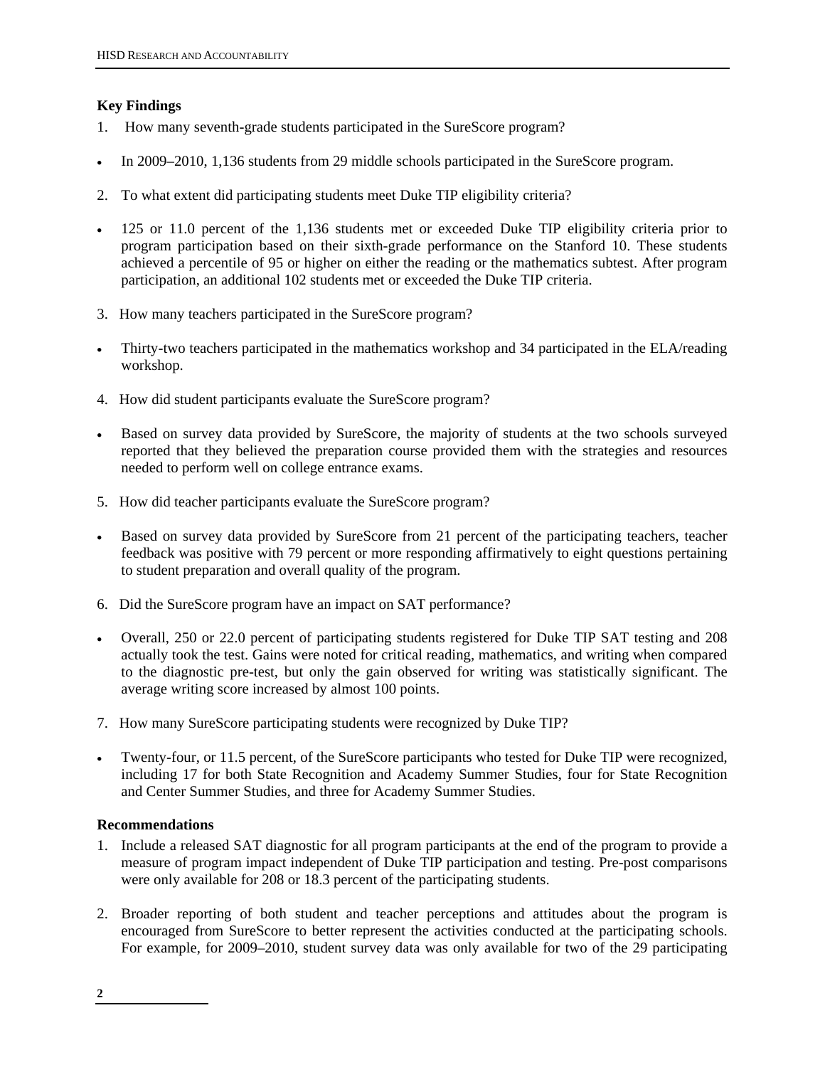### Key Findings

1. How many seventh-grade students participated in the SureScore program?

- In 2009–2010, 1,136 students from 29 middle schools participated in the SureScore program.

2. To what extent did participating students meet Duke TIP eligibility criteria?

- 125 or 11.0 percent of the 1,136 students met or exceeded Duke TIP eligibility criteria prior to program participation based on their sixth-grade performance on the Stanford 10. These students achieved a percentile of 95 or higher on either the reading or the mathematics subtest. After program participation, an additional 102 students met or exceeded the Duke TIP criteria.

3. How many teachers participated in the SureScore program?

- Thirty-two teachers participated in the mathematics workshop and 34 participated in the ELA/reading workshop.

4. How did student participants evaluate the SureScore program?

- Based on survey data provided by SureScore, the majority of students at the two schools surveyed reported that they believed the preparation course provided them with the strategies and resources needed to perform well on college entrance exams.

5. How did teacher participants evaluate the SureScore program?

- Based on survey data provided by SureScore from 21 percent of the participating teachers, teacher feedback was positive with 79 percent or more responding affirmatively to eight questions pertaining to student preparation and overall quality of the program.

6. Did the SureScore program have an impact on SAT performance?

- Overall, 250 or 22.0 percent of participating students registered for Duke TIP SAT testing and 208 actually took the test. Gains were noted for critical reading, mathematics, and writing when compared to the diagnostic pre-test, but only the gain observed for writing was statistically significant. The average writing score increased by almost 100 points.

7. How many SureScore participating students were recognized by Duke TIP?

- Twenty-four, or 11.5 percent, of the SureScore participants who tested for Duke TIP were recognized, including 17 for both State Recognition and Academy Summer Studies, four for State Recognition and Center Summer Studies, and three for Academy Summer Studies.

### Recommendations

1. Include a released SAT diagnostic for all program participants at the end of the program to provide a measure of program impact independent of Duke TIP participation and testing. Pre-post comparisons were only available for 208 or 18.3 percent of the participating students.

2. Broader reporting of both student and teacher perceptions and attitudes about the program is encouraged from SureScore to better represent the activities conducted at the participating schools. For example, for 2009–2010, student survey data was only available for two of the 29 participating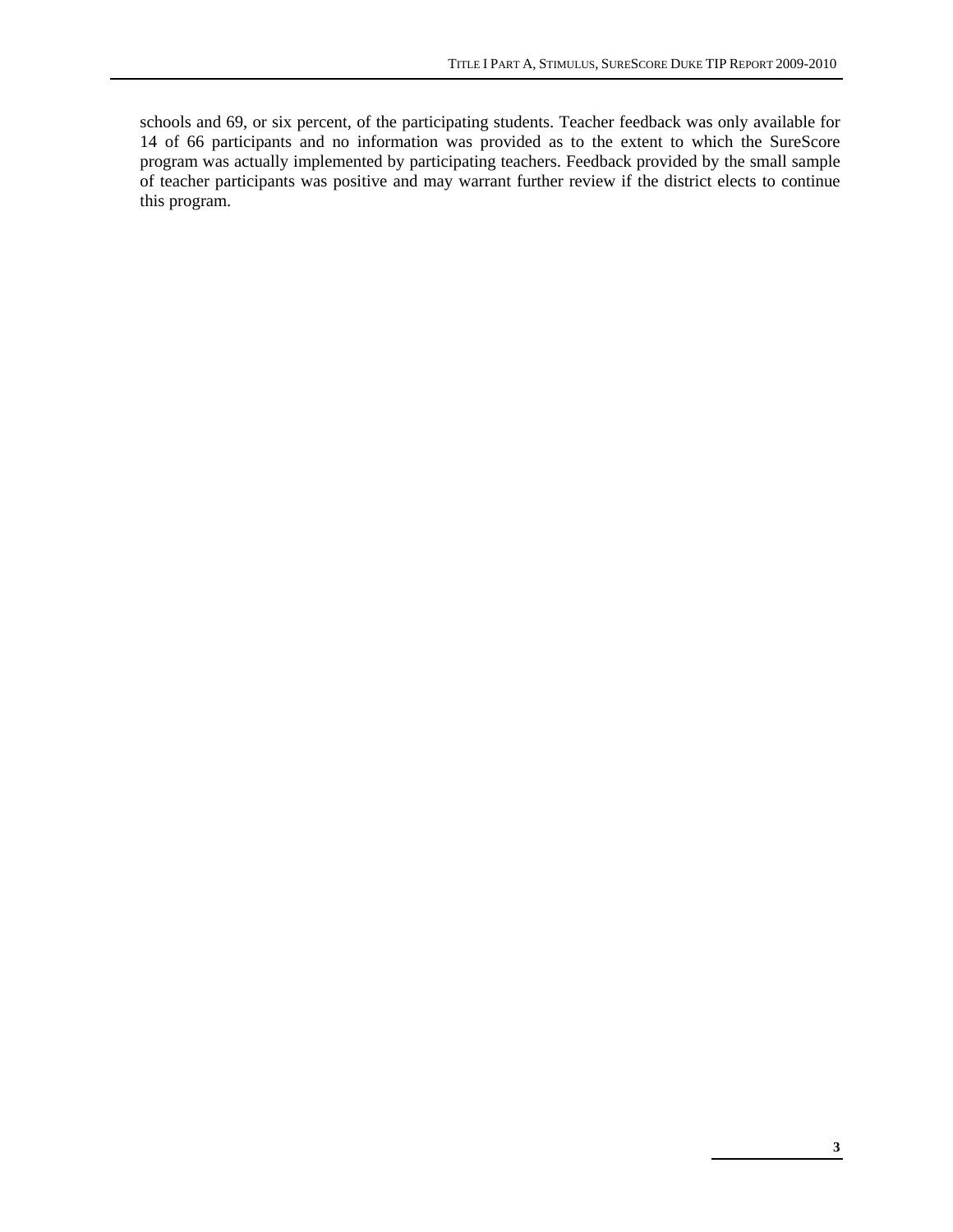schools and 69, or six percent, of the participating students. Teacher feedback was only available for 14 of 66 participants and no information was provided as to the extent to which the SureScore program was actually implemented by participating teachers. Feedback provided by the small sample of teacher participants was positive and may warrant further review if the district elects to continue this program.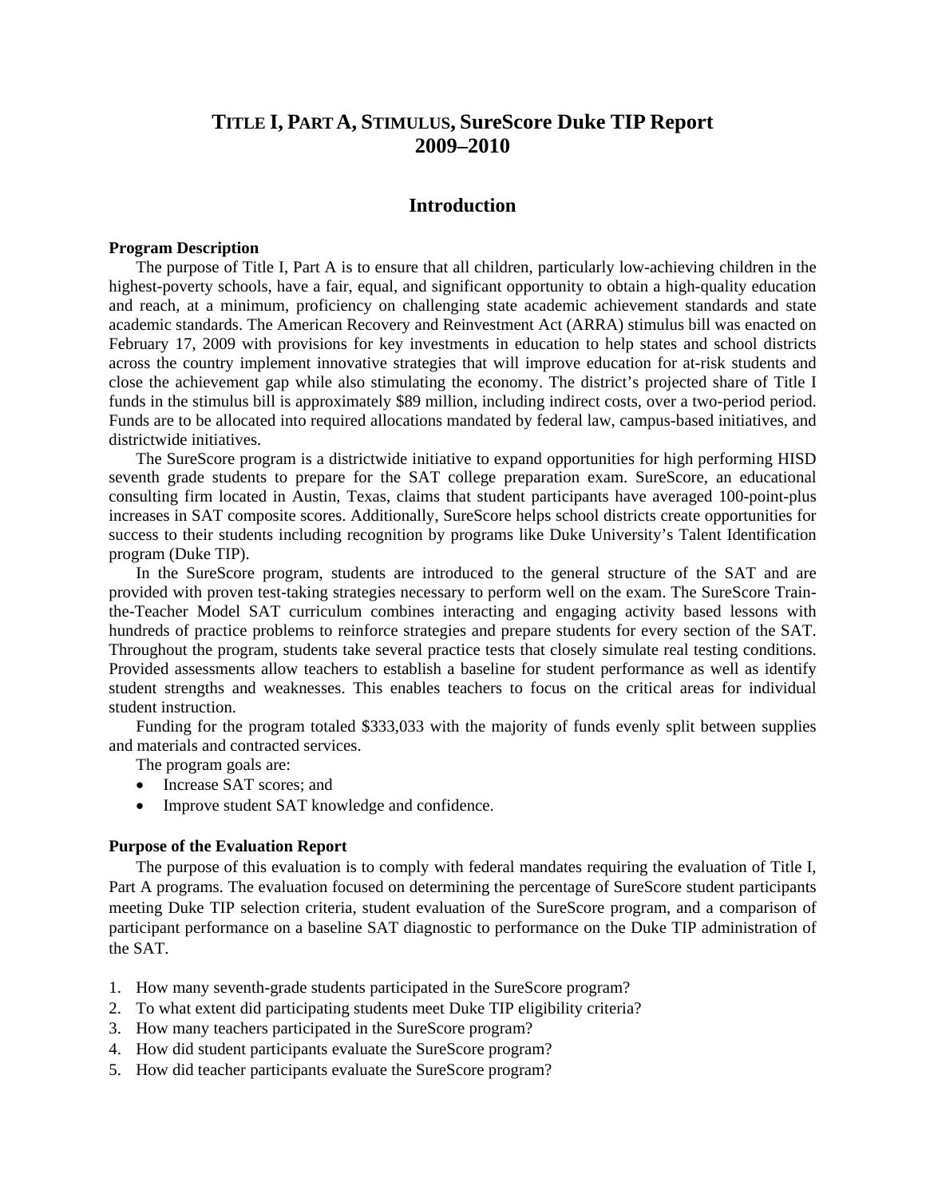# TITLE I, PART A, STIMULUS, SureScore Duke TIP Report 2009–2010

## Introduction

**Program Description**

The purpose of Title I, Part A is to ensure that all children, particularly low-achieving children in the highest-poverty schools, have a fair, equal, and significant opportunity to obtain a high-quality education and reach, at a minimum, proficiency on challenging state academic achievement standards and state academic standards. The American Recovery and Reinvestment Act (ARRA) stimulus bill was enacted on February 17, 2009 with provisions for key investments in education to help states and school districts across the country implement innovative strategies that will improve education for at-risk students and close the achievement gap while also stimulating the economy. The district's projected share of Title I funds in the stimulus bill is approximately $89 million, including indirect costs, over a two-period period. Funds are to be allocated into required allocations mandated by federal law, campus-based initiatives, and districtwide initiatives.

The SureScore program is a districtwide initiative to expand opportunities for high performing HISD seventh grade students to prepare for the SAT college preparation exam. SureScore, an educational consulting firm located in Austin, Texas, claims that student participants have averaged 100-point-plus increases in SAT composite scores. Additionally, SureScore helps school districts create opportunities for success to their students including recognition by programs like Duke University's Talent Identification program (Duke TIP).

In the SureScore program, students are introduced to the general structure of the SAT and are provided with proven test-taking strategies necessary to perform well on the exam. The SureScore Train-the-Teacher Model SAT curriculum combines interacting and engaging activity based lessons with hundreds of practice problems to reinforce strategies and prepare students for every section of the SAT. Throughout the program, students take several practice tests that closely simulate real testing conditions. Provided assessments allow teachers to establish a baseline for student performance as well as identify student strengths and weaknesses. This enables teachers to focus on the critical areas for individual student instruction.

Funding for the program totaled $333,033 with the majority of funds evenly split between supplies and materials and contracted services.

The program goals are:

- Increase SAT scores; and
- Improve student SAT knowledge and confidence.

**Purpose of the Evaluation Report**

The purpose of this evaluation is to comply with federal mandates requiring the evaluation of Title I, Part A programs. The evaluation focused on determining the percentage of SureScore student participants meeting Duke TIP selection criteria, student evaluation of the SureScore program, and a comparison of participant performance on a baseline SAT diagnostic to performance on the Duke TIP administration of the SAT.

1. How many seventh-grade students participated in the SureScore program?
2. To what extent did participating students meet Duke TIP eligibility criteria?
3. How many teachers participated in the SureScore program?
4. How did student participants evaluate the SureScore program?
5. How did teacher participants evaluate the SureScore program?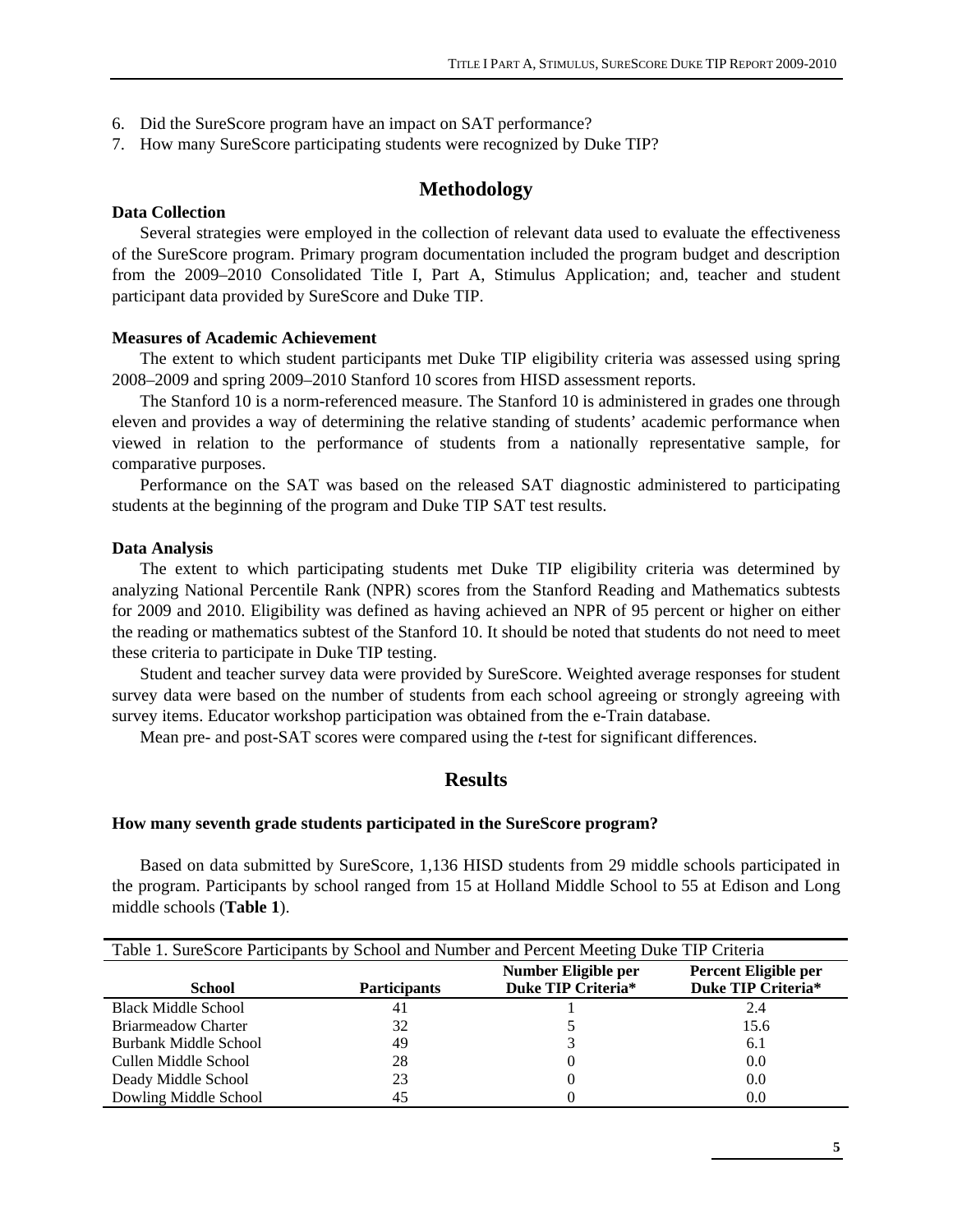6. Did the SureScore program have an impact on SAT performance?
7. How many SureScore participating students were recognized by Duke TIP?

## Methodology

**Data Collection**

Several strategies were employed in the collection of relevant data used to evaluate the effectiveness of the SureScore program. Primary program documentation included the program budget and description from the 2009–2010 Consolidated Title I, Part A, Stimulus Application; and, teacher and student participant data provided by SureScore and Duke TIP.

**Measures of Academic Achievement**

The extent to which student participants met Duke TIP eligibility criteria was assessed using spring 2008–2009 and spring 2009–2010 Stanford 10 scores from HISD assessment reports.

The Stanford 10 is a norm-referenced measure. The Stanford 10 is administered in grades one through eleven and provides a way of determining the relative standing of students' academic performance when viewed in relation to the performance of students from a nationally representative sample, for comparative purposes.

Performance on the SAT was based on the released SAT diagnostic administered to participating students at the beginning of the program and Duke TIP SAT test results.

**Data Analysis**

The extent to which participating students met Duke TIP eligibility criteria was determined by analyzing National Percentile Rank (NPR) scores from the Stanford Reading and Mathematics subtests for 2009 and 2010. Eligibility was defined as having achieved an NPR of 95 percent or higher on either the reading or mathematics subtest of the Stanford 10. It should be noted that students do not need to meet these criteria to participate in Duke TIP testing.

Student and teacher survey data were provided by SureScore. Weighted average responses for student survey data were based on the number of students from each school agreeing or strongly agreeing with survey items. Educator workshop participation was obtained from the e-Train database.

Mean pre- and post-SAT scores were compared using the *t*-test for significant differences.

## Results

**How many seventh grade students participated in the SureScore program?**

Based on data submitted by SureScore, 1,136 HISD students from 29 middle schools participated in the program. Participants by school ranged from 15 at Holland Middle School to 55 at Edison and Long middle schools (**Table 1**).

Table 1. SureScore Participants by School and Number and Percent Meeting Duke TIP Criteria

| School | Participants | Number Eligible per Duke TIP Criteria* | Percent Eligible per Duke TIP Criteria* |
|---|---|---|---|
| Black Middle School | 41 | 1 | 2.4 |
| Briarmeadow Charter | 32 | 5 | 15.6 |
| Burbank Middle School | 49 | 3 | 6.1 |
| Cullen Middle School | 28 | 0 | 0.0 |
| Deady Middle School | 23 | 0 | 0.0 |
| Dowling Middle School | 45 | 0 | 0.0 |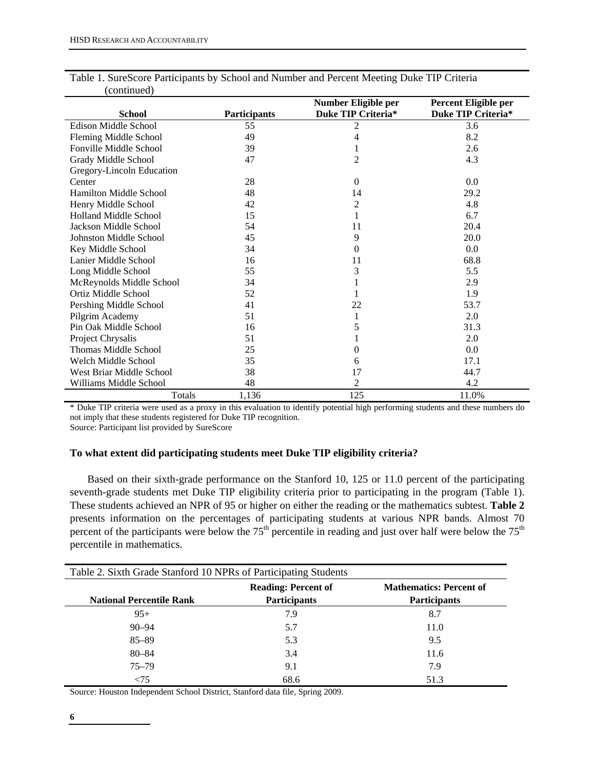Table 1. SureScore Participants by School and Number and Percent Meeting Duke TIP Criteria (continued)

| School | Participants | Number Eligible per Duke TIP Criteria* | Percent Eligible per Duke TIP Criteria* |
|---|---|---|---|
| Edison Middle School | 55 | 2 | 3.6 |
| Fleming Middle School | 49 | 4 | 8.2 |
| Fonville Middle School | 39 | 1 | 2.6 |
| Grady Middle School | 47 | 2 | 4.3 |
| Gregory-Lincoln Education Center | 28 | 0 | 0.0 |
| Hamilton Middle School | 48 | 14 | 29.2 |
| Henry Middle School | 42 | 2 | 4.8 |
| Holland Middle School | 15 | 1 | 6.7 |
| Jackson Middle School | 54 | 11 | 20.4 |
| Johnston Middle School | 45 | 9 | 20.0 |
| Key Middle School | 34 | 0 | 0.0 |
| Lanier Middle School | 16 | 11 | 68.8 |
| Long Middle School | 55 | 3 | 5.5 |
| McReynolds Middle School | 34 | 1 | 2.9 |
| Ortiz Middle School | 52 | 1 | 1.9 |
| Pershing Middle School | 41 | 22 | 53.7 |
| Pilgrim Academy | 51 | 1 | 2.0 |
| Pin Oak Middle School | 16 | 5 | 31.3 |
| Project Chrysalis | 51 | 1 | 2.0 |
| Thomas Middle School | 25 | 0 | 0.0 |
| Welch Middle School | 35 | 6 | 17.1 |
| West Briar Middle School | 38 | 17 | 44.7 |
| Williams Middle School | 48 | 2 | 4.2 |
| Totals | 1,136 | 125 | 11.0% |

* Duke TIP criteria were used as a proxy in this evaluation to identify potential high performing students and these numbers do not imply that these students registered for Duke TIP recognition.
Source: Participant list provided by SureScore

**To what extent did participating students meet Duke TIP eligibility criteria?**

Based on their sixth-grade performance on the Stanford 10, 125 or 11.0 percent of the participating seventh-grade students met Duke TIP eligibility criteria prior to participating in the program (Table 1). These students achieved an NPR of 95 or higher on either the reading or the mathematics subtest. **Table 2** presents information on the percentages of participating students at various NPR bands. Almost 70 percent of the participants were below the 75th percentile in reading and just over half were below the 75th percentile in mathematics.

Table 2. Sixth Grade Stanford 10 NPRs of Participating Students

| National Percentile Rank | Reading: Percent of Participants | Mathematics: Percent of Participants |
|---|---|---|
| 95+ | 7.9 | 8.7 |
| 90–94 | 5.7 | 11.0 |
| 85–89 | 5.3 | 9.5 |
| 80–84 | 3.4 | 11.6 |
| 75–79 | 9.1 | 7.9 |
| <75 | 68.6 | 51.3 |

Source: Houston Independent School District, Stanford data file, Spring 2009.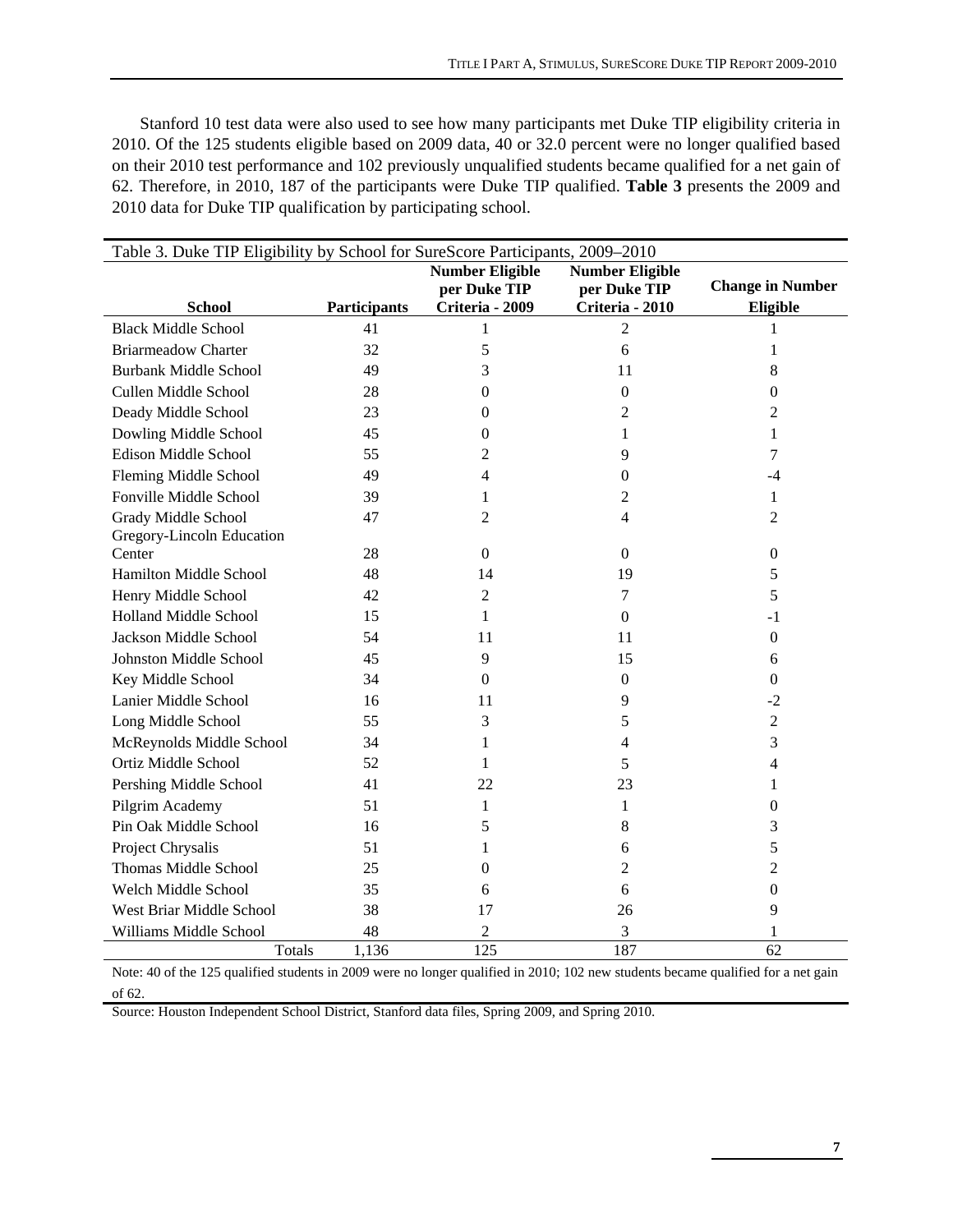Stanford 10 test data were also used to see how many participants met Duke TIP eligibility criteria in 2010. Of the 125 students eligible based on 2009 data, 40 or 32.0 percent were no longer qualified based on their 2010 test performance and 102 previously unqualified students became qualified for a net gain of 62. Therefore, in 2010, 187 of the participants were Duke TIP qualified. **Table 3** presents the 2009 and 2010 data for Duke TIP qualification by participating school.

Table 3. Duke TIP Eligibility by School for SureScore Participants, 2009–2010

| School | Participants | Number Eligible per Duke TIP Criteria - 2009 | Number Eligible per Duke TIP Criteria - 2010 | Change in Number Eligible |
|---|---|---|---|---|
| Black Middle School | 41 | 1 | 2 | 1 |
| Briarmeadow Charter | 32 | 5 | 6 | 1 |
| Burbank Middle School | 49 | 3 | 11 | 8 |
| Cullen Middle School | 28 | 0 | 0 | 0 |
| Deady Middle School | 23 | 0 | 2 | 2 |
| Dowling Middle School | 45 | 0 | 1 | 1 |
| Edison Middle School | 55 | 2 | 9 | 7 |
| Fleming Middle School | 49 | 4 | 0 | -4 |
| Fonville Middle School | 39 | 1 | 2 | 1 |
| Grady Middle School | 47 | 2 | 4 | 2 |
| Gregory-Lincoln Education Center | 28 | 0 | 0 | 0 |
| Hamilton Middle School | 48 | 14 | 19 | 5 |
| Henry Middle School | 42 | 2 | 7 | 5 |
| Holland Middle School | 15 | 1 | 0 | -1 |
| Jackson Middle School | 54 | 11 | 11 | 0 |
| Johnston Middle School | 45 | 9 | 15 | 6 |
| Key Middle School | 34 | 0 | 0 | 0 |
| Lanier Middle School | 16 | 11 | 9 | -2 |
| Long Middle School | 55 | 3 | 5 | 2 |
| McReynolds Middle School | 34 | 1 | 4 | 3 |
| Ortiz Middle School | 52 | 1 | 5 | 4 |
| Pershing Middle School | 41 | 22 | 23 | 1 |
| Pilgrim Academy | 51 | 1 | 1 | 0 |
| Pin Oak Middle School | 16 | 5 | 8 | 3 |
| Project Chrysalis | 51 | 1 | 6 | 5 |
| Thomas Middle School | 25 | 0 | 2 | 2 |
| Welch Middle School | 35 | 6 | 6 | 0 |
| West Briar Middle School | 38 | 17 | 26 | 9 |
| Williams Middle School | 48 | 2 | 3 | 1 |
| Totals | 1,136 | 125 | 187 | 62 |

Note: 40 of the 125 qualified students in 2009 were no longer qualified in 2010; 102 new students became qualified for a net gain of 62.

Source: Houston Independent School District, Stanford data files, Spring 2009, and Spring 2010.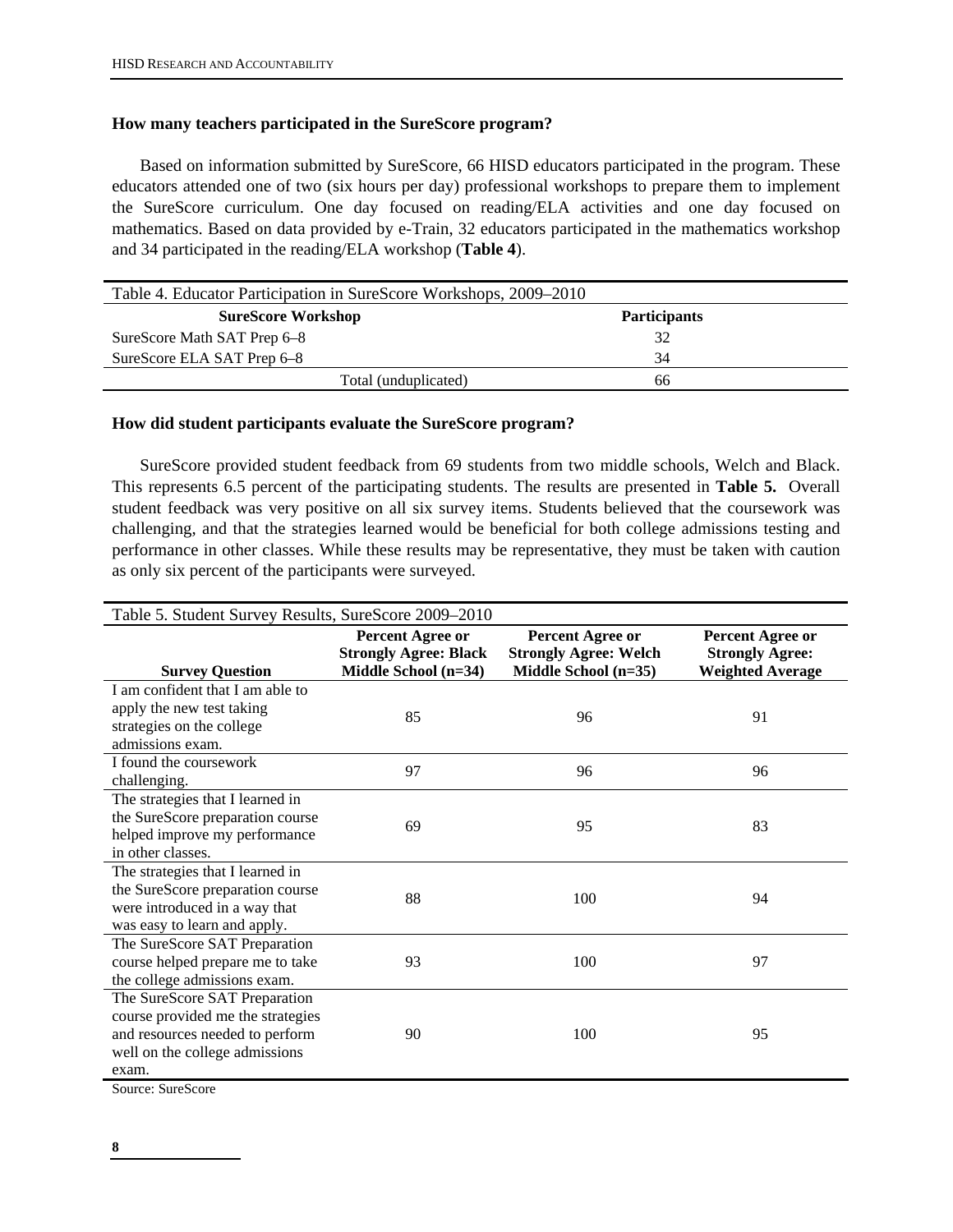### How many teachers participated in the SureScore program?

Based on information submitted by SureScore, 66 HISD educators participated in the program. These educators attended one of two (six hours per day) professional workshops to prepare them to implement the SureScore curriculum. One day focused on reading/ELA activities and one day focused on mathematics. Based on data provided by e-Train, 32 educators participated in the mathematics workshop and 34 participated in the reading/ELA workshop (**Table 4**).

Table 4. Educator Participation in SureScore Workshops, 2009–2010

| SureScore Workshop | Participants |
|---|---|
| SureScore Math SAT Prep 6–8 | 32 |
| SureScore ELA SAT Prep 6–8 | 34 |
| Total (unduplicated) | 66 |

### How did student participants evaluate the SureScore program?

SureScore provided student feedback from 69 students from two middle schools, Welch and Black. This represents 6.5 percent of the participating students. The results are presented in **Table 5.** Overall student feedback was very positive on all six survey items. Students believed that the coursework was challenging, and that the strategies learned would be beneficial for both college admissions testing and performance in other classes. While these results may be representative, they must be taken with caution as only six percent of the participants were surveyed.

Table 5. Student Survey Results, SureScore 2009–2010

| Survey Question | Percent Agree or Strongly Agree: Black Middle School (n=34) | Percent Agree or Strongly Agree: Welch Middle School (n=35) | Percent Agree or Strongly Agree: Weighted Average |
|---|---|---|---|
| I am confident that I am able to apply the new test taking strategies on the college admissions exam. | 85 | 96 | 91 |
| I found the coursework challenging. | 97 | 96 | 96 |
| The strategies that I learned in the SureScore preparation course helped improve my performance in other classes. | 69 | 95 | 83 |
| The strategies that I learned in the SureScore preparation course were introduced in a way that was easy to learn and apply. | 88 | 100 | 94 |
| The SureScore SAT Preparation course helped prepare me to take the college admissions exam. | 93 | 100 | 97 |
| The SureScore SAT Preparation course provided me the strategies and resources needed to perform well on the college admissions exam. | 90 | 100 | 95 |

Source: SureScore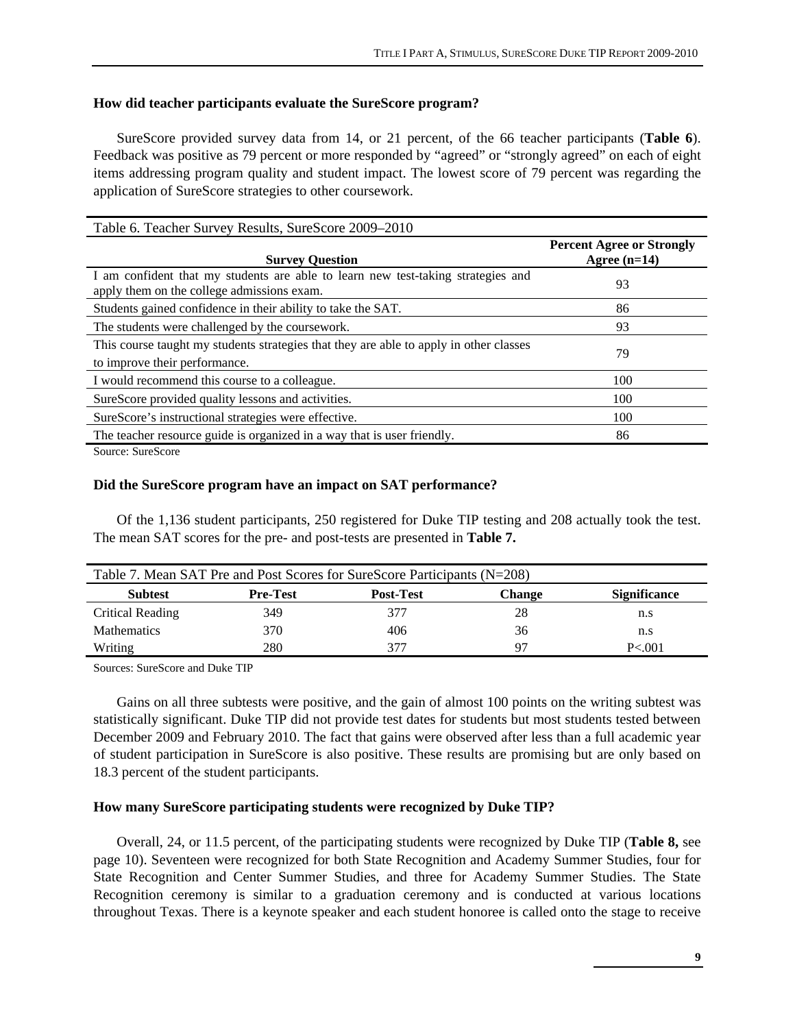### How did teacher participants evaluate the SureScore program?

SureScore provided survey data from 14, or 21 percent, of the 66 teacher participants (**Table 6**). Feedback was positive as 79 percent or more responded by "agreed" or "strongly agreed" on each of eight items addressing program quality and student impact. The lowest score of 79 percent was regarding the application of SureScore strategies to other coursework.

Table 6. Teacher Survey Results, SureScore 2009–2010

| Survey Question | Percent Agree or Strongly Agree (n=14) |
|---|---|
| I am confident that my students are able to learn new test-taking strategies and apply them on the college admissions exam. | 93 |
| Students gained confidence in their ability to take the SAT. | 86 |
| The students were challenged by the coursework. | 93 |
| This course taught my students strategies that they are able to apply in other classes to improve their performance. | 79 |
| I would recommend this course to a colleague. | 100 |
| SureScore provided quality lessons and activities. | 100 |
| SureScore's instructional strategies were effective. | 100 |
| The teacher resource guide is organized in a way that is user friendly. | 86 |

Source: SureScore

### Did the SureScore program have an impact on SAT performance?

Of the 1,136 student participants, 250 registered for Duke TIP testing and 208 actually took the test. The mean SAT scores for the pre- and post-tests are presented in **Table 7.**

Table 7. Mean SAT Pre and Post Scores for SureScore Participants (N=208)

| Subtest | Pre-Test | Post-Test | Change | Significance |
|---|---|---|---|---|
| Critical Reading | 349 | 377 | 28 | n.s |
| Mathematics | 370 | 406 | 36 | n.s |
| Writing | 280 | 377 | 97 | P<.001 |

Sources: SureScore and Duke TIP

Gains on all three subtests were positive, and the gain of almost 100 points on the writing subtest was statistically significant. Duke TIP did not provide test dates for students but most students tested between December 2009 and February 2010. The fact that gains were observed after less than a full academic year of student participation in SureScore is also positive. These results are promising but are only based on 18.3 percent of the student participants.

### How many SureScore participating students were recognized by Duke TIP?

Overall, 24, or 11.5 percent, of the participating students were recognized by Duke TIP (**Table 8,** see page 10). Seventeen were recognized for both State Recognition and Academy Summer Studies, four for State Recognition and Center Summer Studies, and three for Academy Summer Studies. The State Recognition ceremony is similar to a graduation ceremony and is conducted at various locations throughout Texas. There is a keynote speaker and each student honoree is called onto the stage to receive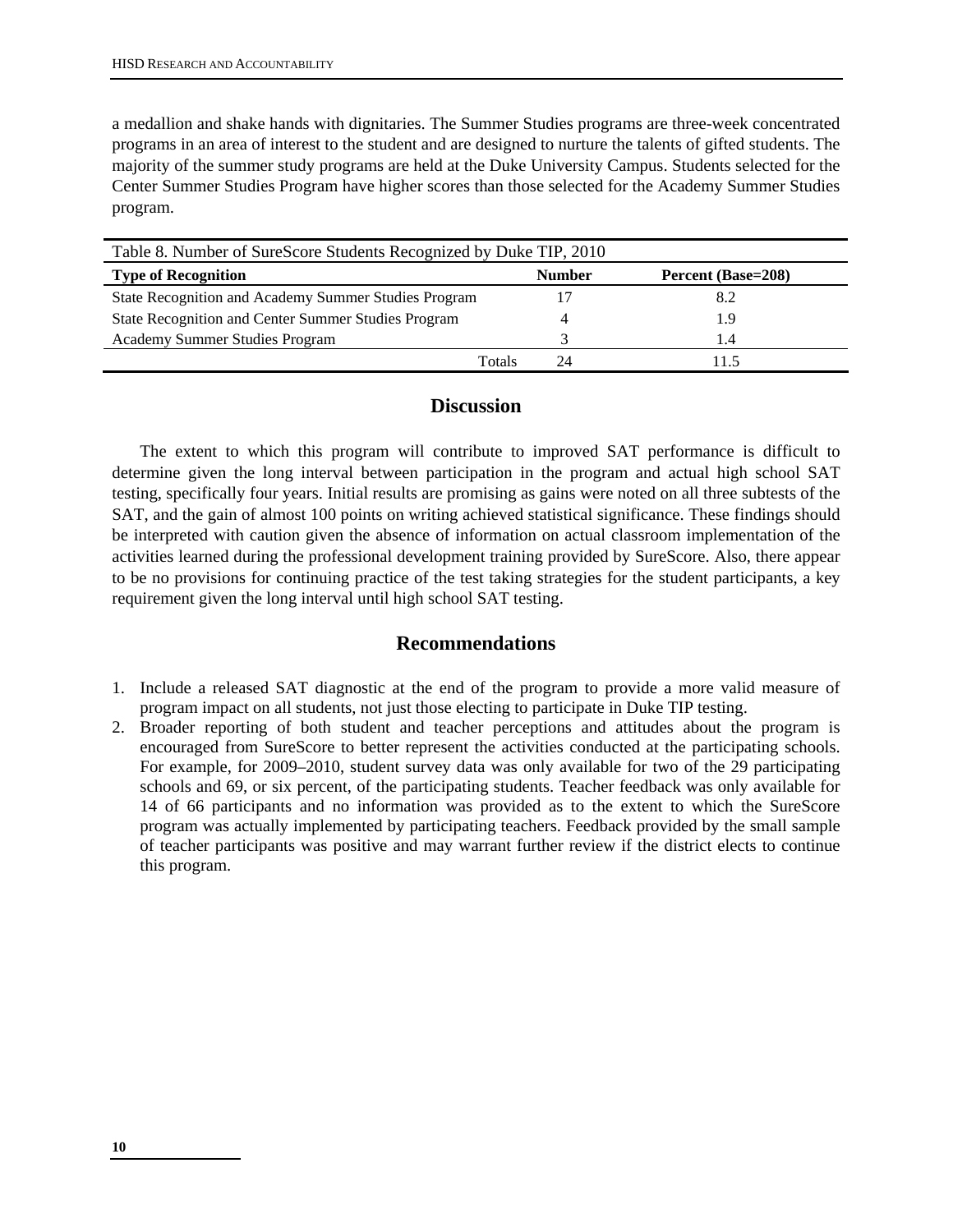a medallion and shake hands with dignitaries. The Summer Studies programs are three-week concentrated programs in an area of interest to the student and are designed to nurture the talents of gifted students. The majority of the summer study programs are held at the Duke University Campus. Students selected for the Center Summer Studies Program have higher scores than those selected for the Academy Summer Studies program.

Table 8. Number of SureScore Students Recognized by Duke TIP, 2010

| **Type of Recognition** | **Number** | **Percent (Base=208)** |
|---|---|---|
| State Recognition and Academy Summer Studies Program | 17 | 8.2 |
| State Recognition and Center Summer Studies Program | 4 | 1.9 |
| Academy Summer Studies Program | 3 | 1.4 |
| Totals | 24 | 11.5 |

## Discussion

The extent to which this program will contribute to improved SAT performance is difficult to determine given the long interval between participation in the program and actual high school SAT testing, specifically four years. Initial results are promising as gains were noted on all three subtests of the SAT, and the gain of almost 100 points on writing achieved statistical significance. These findings should be interpreted with caution given the absence of information on actual classroom implementation of the activities learned during the professional development training provided by SureScore. Also, there appear to be no provisions for continuing practice of the test taking strategies for the student participants, a key requirement given the long interval until high school SAT testing.

## Recommendations

1. Include a released SAT diagnostic at the end of the program to provide a more valid measure of program impact on all students, not just those electing to participate in Duke TIP testing.
2. Broader reporting of both student and teacher perceptions and attitudes about the program is encouraged from SureScore to better represent the activities conducted at the participating schools. For example, for 2009–2010, student survey data was only available for two of the 29 participating schools and 69, or six percent, of the participating students. Teacher feedback was only available for 14 of 66 participants and no information was provided as to the extent to which the SureScore program was actually implemented by participating teachers. Feedback provided by the small sample of teacher participants was positive and may warrant further review if the district elects to continue this program.